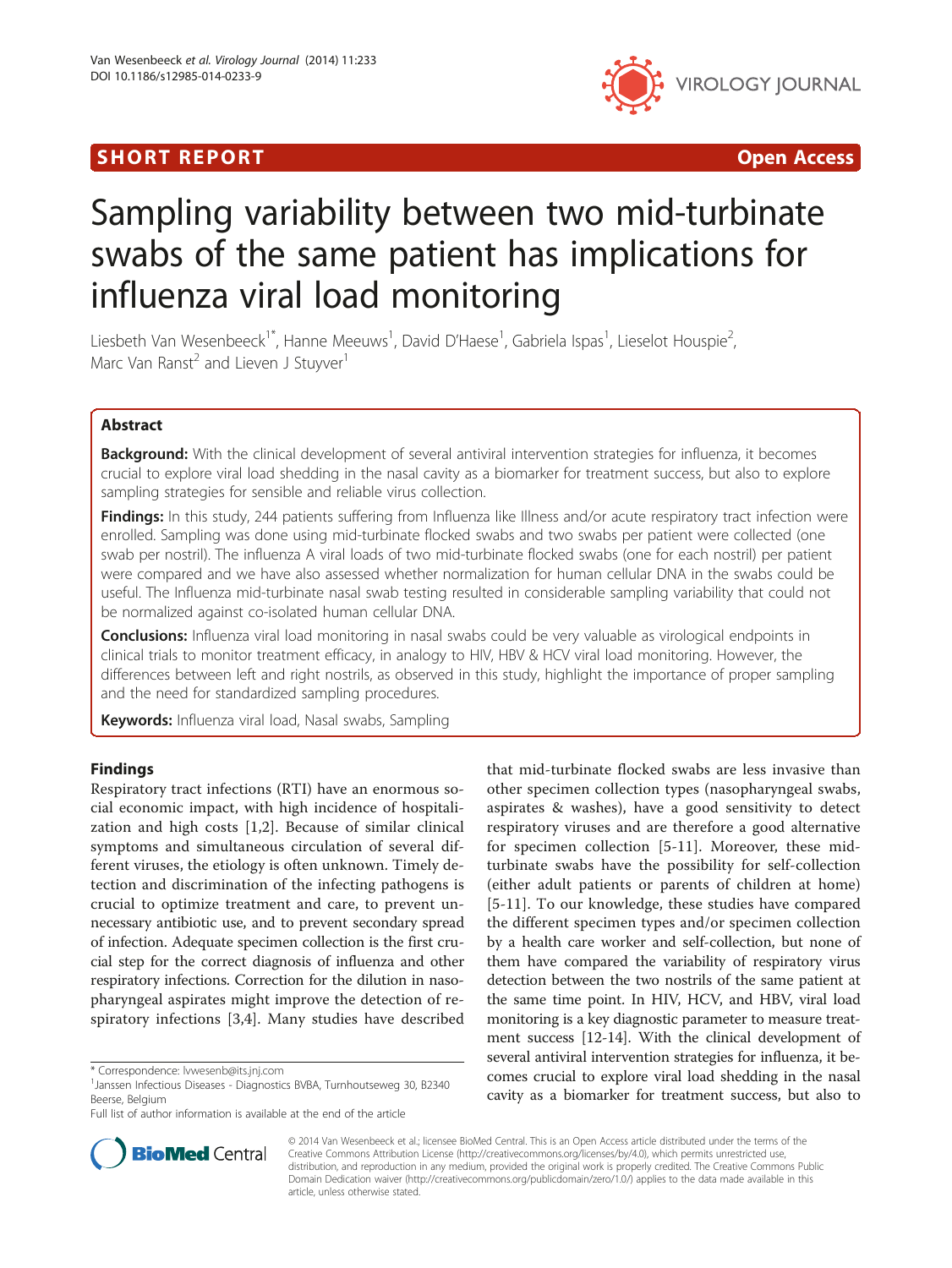**SHORT REPORT** **Open Access**

# Sampling variability between two mid-turbinate swabs of the same patient has implications for influenza viral load monitoring

Liesbeth Van Wesenbeeck[1*], Hanne Meeuws[1], David D'Haese[1], Gabriela Ispas[1], Lieselot Houspie[2], Marc Van Ranst[2] and Lieven J Stuyver[1]

## Abstract

**Background:** With the clinical development of several antiviral intervention strategies for influenza, it becomes crucial to explore viral load shedding in the nasal cavity as a biomarker for treatment success, but also to explore sampling strategies for sensible and reliable virus collection.

**Findings:** In this study, 244 patients suffering from Influenza like Illness and/or acute respiratory tract infection were enrolled. Sampling was done using mid-turbinate flocked swabs and two swabs per patient were collected (one swab per nostril). The influenza A viral loads of two mid-turbinate flocked swabs (one for each nostril) per patient were compared and we have also assessed whether normalization for human cellular DNA in the swabs could be useful. The Influenza mid-turbinate nasal swab testing resulted in considerable sampling variability that could not be normalized against co-isolated human cellular DNA.

**Conclusions:** Influenza viral load monitoring in nasal swabs could be very valuable as virological endpoints in clinical trials to monitor treatment efficacy, in analogy to HIV, HBV & HCV viral load monitoring. However, the differences between left and right nostrils, as observed in this study, highlight the importance of proper sampling and the need for standardized sampling procedures.

**Keywords:** Influenza viral load, Nasal swabs, Sampling

## Findings

Respiratory tract infections (RTI) have an enormous social economic impact, with high incidence of hospitalization and high costs [1,2]. Because of similar clinical symptoms and simultaneous circulation of several different viruses, the etiology is often unknown. Timely detection and discrimination of the infecting pathogens is crucial to optimize treatment and care, to prevent unnecessary antibiotic use, and to prevent secondary spread of infection. Adequate specimen collection is the first crucial step for the correct diagnosis of influenza and other respiratory infections. Correction for the dilution in nasopharyngeal aspirates might improve the detection of respiratory infections [3,4]. Many studies have described that mid-turbinate flocked swabs are less invasive than other specimen collection types (nasopharyngeal swabs, aspirates & washes), have a good sensitivity to detect respiratory viruses and are therefore a good alternative for specimen collection [5-11]. Moreover, these mid-turbinate swabs have the possibility for self-collection (either adult patients or parents of children at home) [5-11]. To our knowledge, these studies have compared the different specimen types and/or specimen collection by a health care worker and self-collection, but none of them have compared the variability of respiratory virus detection between the two nostrils of the same patient at the same time point. In HIV, HCV, and HBV, viral load monitoring is a key diagnostic parameter to measure treatment success [12-14]. With the clinical development of several antiviral intervention strategies for influenza, it becomes crucial to explore viral load shedding in the nasal cavity as a biomarker for treatment success, but also to

\* Correspondence: lvwesenb@its.jnj.com
[1]Janssen Infectious Diseases - Diagnostics BVBA, Turnhoutseweg 30, B2340 Beerse, Belgium
Full list of author information is available at the end of the article

© 2014 Van Wesenbeeck et al.; licensee BioMed Central. This is an Open Access article distributed under the terms of the Creative Commons Attribution License (http://creativecommons.org/licenses/by/4.0), which permits unrestricted use, distribution, and reproduction in any medium, provided the original work is properly credited. The Creative Commons Public Domain Dedication waiver (http://creativecommons.org/publicdomain/zero/1.0/) applies to the data made available in this article, unless otherwise stated.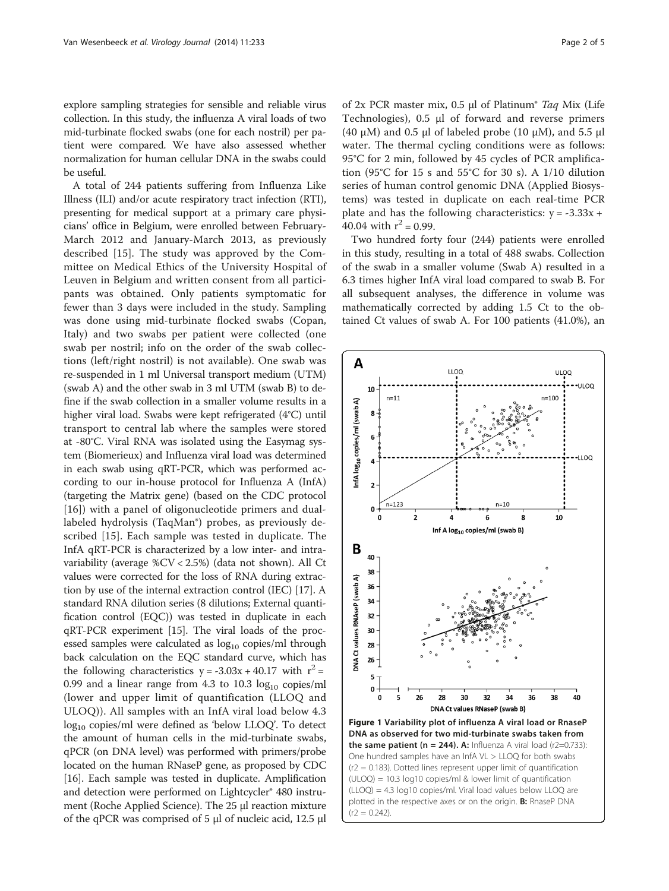explore sampling strategies for sensible and reliable virus collection. In this study, the influenza A viral loads of two mid-turbinate flocked swabs (one for each nostril) per patient were compared. We have also assessed whether normalization for human cellular DNA in the swabs could be useful.

A total of 244 patients suffering from Influenza Like Illness (ILI) and/or acute respiratory tract infection (RTI), presenting for medical support at a primary care physicians' office in Belgium, were enrolled between February-March 2012 and January-March 2013, as previously described [15]. The study was approved by the Committee on Medical Ethics of the University Hospital of Leuven in Belgium and written consent from all participants was obtained. Only patients symptomatic for fewer than 3 days were included in the study. Sampling was done using mid-turbinate flocked swabs (Copan, Italy) and two swabs per patient were collected (one swab per nostril; info on the order of the swab collections (left/right nostril) is not available). One swab was re-suspended in 1 ml Universal transport medium (UTM) (swab A) and the other swab in 3 ml UTM (swab B) to define if the swab collection in a smaller volume results in a higher viral load. Swabs were kept refrigerated (4°C) until transport to central lab where the samples were stored at -80°C. Viral RNA was isolated using the Easymag system (Biomerieux) and Influenza viral load was determined in each swab using qRT-PCR, which was performed according to our in-house protocol for Influenza A (InfA) (targeting the Matrix gene) (based on the CDC protocol [16]) with a panel of oligonucleotide primers and dual-labeled hydrolysis (TaqMan®) probes, as previously described [15]. Each sample was tested in duplicate. The InfA qRT-PCR is characterized by a low inter- and intra-variability (average %CV < 2.5%) (data not shown). All Ct values were corrected for the loss of RNA during extraction by use of the internal extraction control (IEC) [17]. A standard RNA dilution series (8 dilutions; External quantification control (EQC)) was tested in duplicate in each qRT-PCR experiment [15]. The viral loads of the processed samples were calculated as $\log_{10}$ copies/ml through back calculation on the EQC standard curve, which has the following characteristics $y = -3.03x + 40.17$ with $r^2 = 0.99$ and a linear range from 4.3 to 10.3 $\log_{10}$ copies/ml (lower and upper limit of quantification (LLOQ and ULOQ)). All samples with an InfA viral load below 4.3 $\log_{10}$ copies/ml were defined as 'below LLOQ'. To detect the amount of human cells in the mid-turbinate swabs, qPCR (on DNA level) was performed with primers/probe located on the human RNaseP gene, as proposed by CDC [16]. Each sample was tested in duplicate. Amplification and detection were performed on Lightcycler® 480 instrument (Roche Applied Science). The 25 µl reaction mixture of the qPCR was comprised of 5 µl of nucleic acid, 12.5 µl of 2x PCR master mix, 0.5 µl of Platinum® *Taq* Mix (Life Technologies), 0.5 µl of forward and reverse primers (40 µM) and 0.5 µl of labeled probe (10 µM), and 5.5 µl water. The thermal cycling conditions were as follows: 95°C for 2 min, followed by 45 cycles of PCR amplification (95°C for 15 s and 55°C for 30 s). A 1/10 dilution series of human control genomic DNA (Applied Biosystems) was tested in duplicate on each real-time PCR plate and has the following characteristics: $y = -3.33x + 40.04$ with $r^2 = 0.99$.

Two hundred forty four (244) patients were enrolled in this study, resulting in a total of 488 swabs. Collection of the swab in a smaller volume (Swab A) resulted in a 6.3 times higher InfA viral load compared to swab B. For all subsequent analyses, the difference in volume was mathematically corrected by adding 1.5 Ct to the obtained Ct values of swab A. For 100 patients (41.0%), an

A
LLOQ
ULOQ
ULOQ
LLOQ
n=11
n=100
n=123
n=10
InfA $\log_{10}$ copies/ml (swab A)
Inf A $\log_{10}$ copies/ml (swab B)

B
DNA Ct values RNaseP (swab A)
DNA Ct values RNaseP (swab B)

**Figure 1 Variability plot of influenza A viral load or RnaseP DNA as observed for two mid-turbinate swabs taken from the same patient (n = 244). A:** Influenza A viral load (r2=0.733): One hundred samples have an InfA VL > LLOQ for both swabs (r2 = 0.183). Dotted lines represent upper limit of quantification (ULOQ) = 10.3 log10 copies/ml & lower limit of quantification (LLOQ) = 4.3 log10 copies/ml. Viral load values below LLOQ are plotted in the respective axes or on the origin. **B:** RnaseP DNA (r2 = 0.242).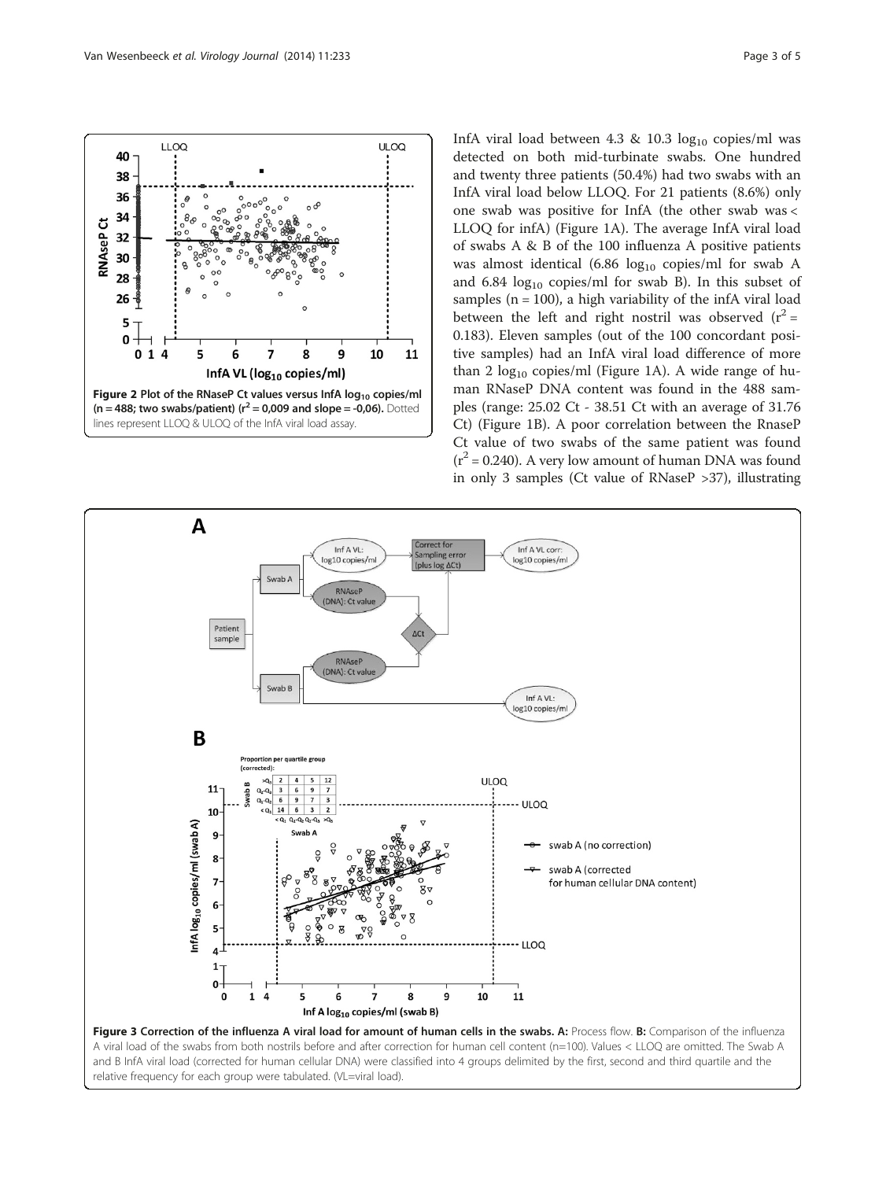LLOQ

ULOQ

40

38

36

34

32

30

28

26

5

0

RNAseP Ct

0 1 4 5 6 7 8 9 10 11

InfA VL ($log_{10}$ copies/ml)

**Figure 2 Plot of the RNaseP Ct values versus InfA $log_{10}$ copies/ml (n = 488; two swabs/patient) ($r^2$ = 0,009 and slope = -0,06).** Dotted lines represent LLOQ & ULOQ of the InfA viral load assay.

InfA viral load between 4.3 & 10.3 $log_{10}$ copies/ml was detected on both mid-turbinate swabs. One hundred and twenty three patients (50.4%) had two swabs with an InfA viral load below LLOQ. For 21 patients (8.6%) only one swab was positive for InfA (the other swab was < LLOQ for infA) (Figure 1A). The average InfA viral load of swabs A & B of the 100 influenza A positive patients was almost identical (6.86 $log_{10}$ copies/ml for swab A and 6.84 $log_{10}$ copies/ml for swab B). In this subset of samples (n = 100), a high variability of the infA viral load between the left and right nostril was observed ($r^2$ = 0.183). Eleven samples (out of the 100 concordant positive samples) had an InfA viral load difference of more than 2 $log_{10}$ copies/ml (Figure 1A). A wide range of human RNaseP DNA content was found in the 488 samples (range: 25.02 Ct - 38.51 Ct with an average of 31.76 Ct) (Figure 1B). A poor correlation between the RnaseP Ct value of two swabs of the same patient was found ($r^2$ = 0.240). A very low amount of human DNA was found in only 3 samples (Ct value of RNaseP >37), illustrating

**A**

Patient sample

Swab A

Inf A VL: log10 copies/ml

RNAseP (DNA): Ct value

Correct for Sampling error (plus log ΔCt)

Inf A VL corr: log10 copies/ml

ΔCt

Swab B

RNAseP (DNA): Ct value

Inf A VL: log10 copies/ml

**B**

Proportion per quartile group (corrected):

| | | < Q1 | Q1-Q2 | Q2-Q3 | >Q3 |
|---|---|---|---|---|---|
| Swab B | >Q3 | 2 | 4 | 5 | 12 |
| | Q2-Q3 | 3 | 6 | 9 | 7 |
| | Q1-Q2 | 6 | 9 | 7 | 3 |
| | < Q1 | 14 | 6 | 3 | 2 |
| | | Swab A | | | |

ULOQ

ULOQ

LLOQ

swab A (no correction)

swab A (corrected for human cellular DNA content)

InfA $log_{10}$ copies/ml (swab A)

11

10

9

8

7

6

5

4

1

0

0 1 4 5 6 7 8 9 10 11

Inf A $log_{10}$ copies/ml (swab B)

**Figure 3 Correction of the influenza A viral load for amount of human cells in the swabs. A:** Process flow. **B:** Comparison of the influenza A viral load of the swabs from both nostrils before and after correction for human cell content (n=100). Values < LLOQ are omitted. The Swab A and B InfA viral load (corrected for human cellular DNA) were classified into 4 groups delimited by the first, second and third quartile and the relative frequency for each group were tabulated. (VL=viral load).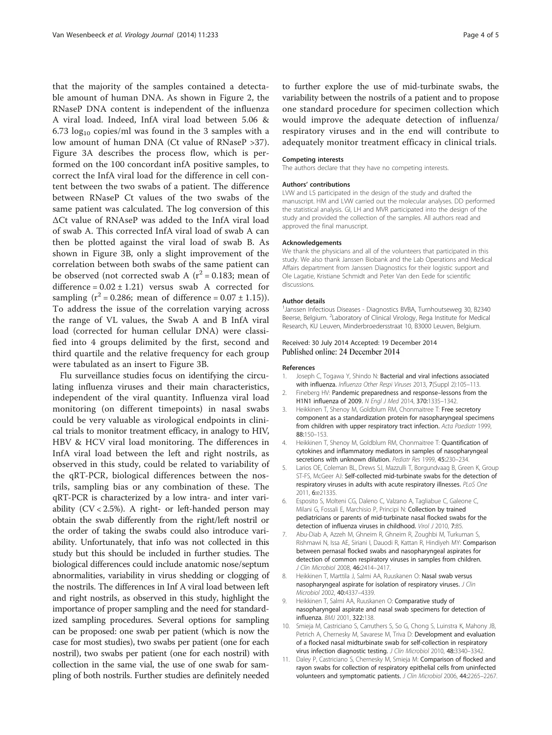that the majority of the samples contained a detectable amount of human DNA. As shown in Figure 2, the RNaseP DNA content is independent of the influenza A viral load. Indeed, InfA viral load between 5.06 & 6.73 $\log_{10}$ copies/ml was found in the 3 samples with a low amount of human DNA (Ct value of RNaseP >37). Figure 3A describes the process flow, which is performed on the 100 concordant infA positive samples, to correct the InfA viral load for the difference in cell content between the two swabs of a patient. The difference between RNaseP Ct values of the two swabs of the same patient was calculated. The log conversion of this ΔCt value of RNAseP was added to the InfA viral load of swab A. This corrected InfA viral load of swab A can then be plotted against the viral load of swab B. As shown in Figure 3B, only a slight improvement of the correlation between both swabs of the same patient can be observed (not corrected swab A ($r^2 = 0.183$; mean of difference = $0.02 \pm 1.21$) versus swab A corrected for sampling ($r^2 = 0.286$; mean of difference = $0.07 \pm 1.15$)). To address the issue of the correlation varying across the range of VL values, the Swab A and B InfA viral load (corrected for human cellular DNA) were classified into 4 groups delimited by the first, second and third quartile and the relative frequency for each group were tabulated as an insert to Figure 3B.

Flu surveillance studies focus on identifying the circulating influenza viruses and their main characteristics, independent of the viral quantity. Influenza viral load monitoring (on different timepoints) in nasal swabs could be very valuable as virological endpoints in clinical trials to monitor treatment efficacy, in analogy to HIV, HBV & HCV viral load monitoring. The differences in InfA viral load between the left and right nostrils, as observed in this study, could be related to variability of the qRT-PCR, biological differences between the nostrils, sampling bias or any combination of these. The qRT-PCR is characterized by a low intra- and inter variability (CV < 2.5%). A right- or left-handed person may obtain the swab differently from the right/left nostril or the order of taking the swabs could also introduce variability. Unfortunately, that info was not collected in this study but this should be included in further studies. The biological differences could include anatomic nose/septum abnormalities, variability in virus shedding or clogging of the nostrils. The differences in Inf A viral load between left and right nostrils, as observed in this study, highlight the importance of proper sampling and the need for standardized sampling procedures. Several options for sampling can be proposed: one swab per patient (which is now the case for most studies), two swabs per patient (one for each nostril), two swabs per patient (one for each nostril) with collection in the same vial, the use of one swab for sampling of both nostrils. Further studies are definitely needed to further explore the use of mid-turbinate swabs, the variability between the nostrils of a patient and to propose one standard procedure for specimen collection which would improve the adequate detection of influenza/ respiratory viruses and in the end will contribute to adequately monitor treatment efficacy in clinical trials.

#### Competing interests
The authors declare that they have no competing interests.

#### Authors' contributions
LVW and LS participated in the design of the study and drafted the manuscript. HM and LVW carried out the molecular analyses. DD performed the statistical analysis. GI, LH and MVR participated into the design of the study and provided the collection of the samples. All authors read and approved the final manuscript.

#### Acknowledgements
We thank the physicians and all of the volunteers that participated in this study. We also thank Janssen Biobank and the Lab Operations and Medical Affairs department from Janssen Diagnostics for their logistic support and Ole Lagatie, Kristiane Schmidt and Peter Van den Eede for scientific discussions.

#### Author details
[1]Janssen Infectious Diseases - Diagnostics BVBA, Turnhoutseweg 30, B2340 Beerse, Belgium. [2]Laboratory of Clinical Virology, Rega Institute for Medical Research, KU Leuven, Minderbroedersstraat 10, B3000 Leuven, Belgium.

Received: 30 July 2014 Accepted: 19 December 2014
Published online: 24 December 2014

#### References
1. Joseph C, Togawa Y, Shindo N: **Bacterial and viral infections associated with influenza.** *Influenza Other Respi Viruses* 2013, **7**(Suppl 2):105–113.
2. Fineberg HV: **Pandemic preparedness and response–lessons from the H1N1 influenza of 2009.** *N Engl J Med* 2014, **370:**1335–1342.
3. Heikkinen T, Shenoy M, Goldblum RM, Chonmaitree T: **Free secretory component as a standardization protein for nasopharyngeal specimens from children with upper respiratory tract infection.** *Acta Paediatr* 1999, **88:**150–153.
4. Heikkinen T, Shenoy M, Goldblum RM, Chonmaitree T: **Quantification of cytokines and inflammatory mediators in samples of nasopharyngeal secretions with unknown dilution.** *Pediatr Res* 1999, **45:**230–234.
5. Larios OE, Coleman BL, Drews SJ, Mazzulli T, Borgundvaag B, Green K, Group ST-FS, McGeer AJ: **Self-collected mid-turbinate swabs for the detection of respiratory viruses in adults with acute respiratory illnesses.** *PLoS One* 2011, **6:**e21335.
6. Esposito S, Molteni CG, Daleno C, Valzano A, Tagliabue C, Galeone C, Milani G, Fossali E, Marchisio P, Principi N: **Collection by trained pediatricians or parents of mid-turbinate nasal flocked swabs for the detection of influenza viruses in childhood.** *Virol J* 2010, **7:**85.
7. Abu-Diab A, Azzeh M, Ghneim R, Ghneim R, Zoughbi M, Turkuman S, Rishmawi N, Issa AE, Siriani I, Dauodi R, Kattan R, Hindiyeh MY: **Comparison between pernasal flocked swabs and nasopharyngeal aspirates for detection of common respiratory viruses in samples from children.** *J Clin Microbiol* 2008, **46:**2414–2417.
8. Heikkinen T, Marttila J, Salmi AA, Ruuskanen O: **Nasal swab versus nasopharyngeal aspirate for isolation of respiratory viruses.** *J Clin Microbiol* 2002, **40:**4337–4339.
9. Heikkinen T, Salmi AA, Ruuskanen O: **Comparative study of nasopharyngeal aspirate and nasal swab specimens for detection of influenza.** *BMJ* 2001, **322:**138.
10. Smieja M, Castriciano S, Carruthers S, So G, Chong S, Luinstra K, Mahony JB, Petrich A, Chernesky M, Savarese M, Triva D: **Development and evaluation of a flocked nasal midturbinate swab for self-collection in respiratory virus infection diagnostic testing.** *J Clin Microbiol* 2010, **48:**3340–3342.
11. Daley P, Castriciano S, Chernesky M, Smieja M: **Comparison of flocked and rayon swabs for collection of respiratory epithelial cells from uninfected volunteers and symptomatic patients.** *J Clin Microbiol* 2006, **44:**2265–2267.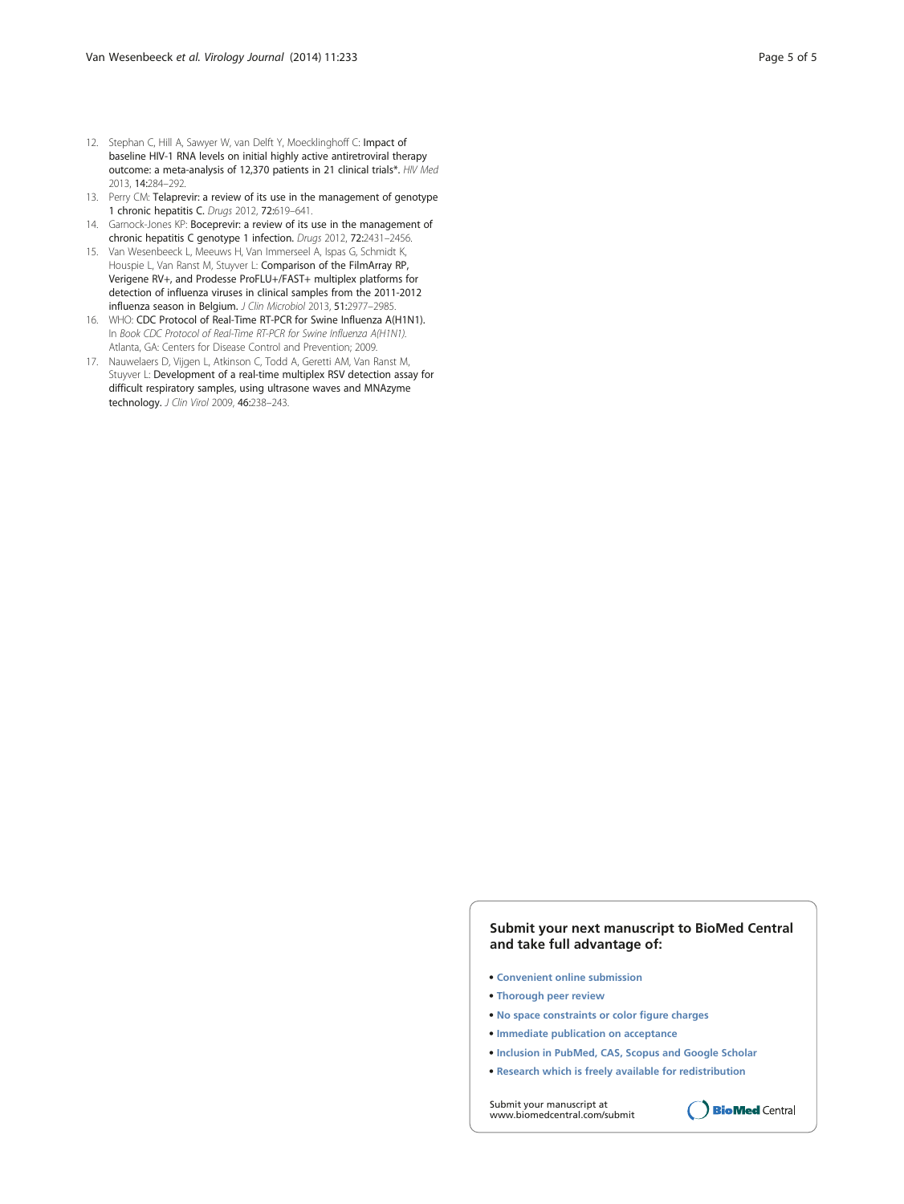12. Stephan C, Hill A, Sawyer W, van Delft Y, Moecklinghoff C: **Impact of baseline HIV-1 RNA levels on initial highly active antiretroviral therapy outcome: a meta-analysis of 12,370 patients in 21 clinical trials*.** *HIV Med* 2013, **14:**284–292.
13. Perry CM: **Telaprevir: a review of its use in the management of genotype 1 chronic hepatitis C.** *Drugs* 2012, **72:**619–641.
14. Garnock-Jones KP: **Boceprevir: a review of its use in the management of chronic hepatitis C genotype 1 infection.** *Drugs* 2012, **72:**2431–2456.
15. Van Wesenbeeck L, Meeuws H, Van Immerseel A, Ispas G, Schmidt K, Houspie L, Van Ranst M, Stuyver L: **Comparison of the FilmArray RP, Verigene RV+, and Prodesse ProFLU+/FAST+ multiplex platforms for detection of influenza viruses in clinical samples from the 2011-2012 influenza season in Belgium.** *J Clin Microbiol* 2013, **51:**2977–2985.
16. WHO: **CDC Protocol of Real-Time RT-PCR for Swine Influenza A(H1N1).** In *Book CDC Protocol of Real-Time RT-PCR for Swine Influenza A(H1N1).* Atlanta, GA: Centers for Disease Control and Prevention; 2009.
17. Nauwelaers D, Vijgen L, Atkinson C, Todd A, Geretti AM, Van Ranst M, Stuyver L: **Development of a real-time multiplex RSV detection assay for difficult respiratory samples, using ultrasone waves and MNAzyme technology.** *J Clin Virol* 2009, **46:**238–243.

**Submit your next manuscript to BioMed Central and take full advantage of:**

- **Convenient online submission**
- **Thorough peer review**
- **No space constraints or color figure charges**
- **Immediate publication on acceptance**
- **Inclusion in PubMed, CAS, Scopus and Google Scholar**
- **Research which is freely available for redistribution**

Submit your manuscript at
www.biomedcentral.com/submit

BioMed Central